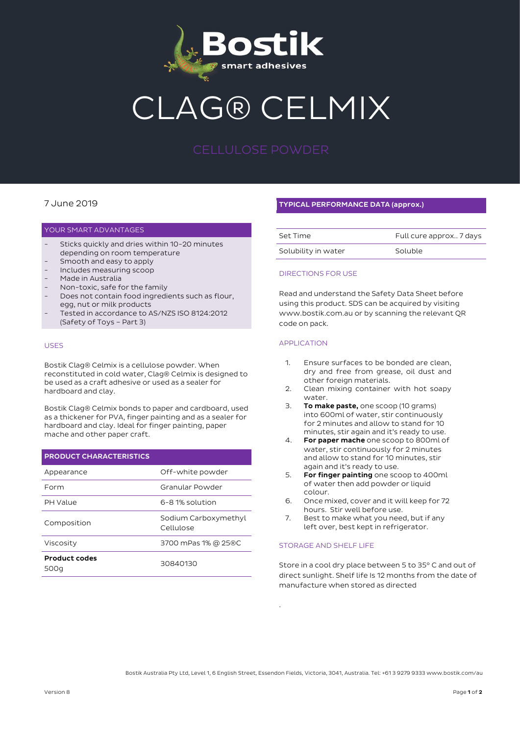Bostik smart adhesives

# CLAG® CELMIX

## CELLULOSE POWDER

7 June 2019

### YOUR SMART ADVANTAGES

- Sticks quickly and dries within 10-20 minutes depending on room temperature
- Smooth and easy to apply
- Includes measuring scoop
- Made in Australia
- Non-toxic, safe for the family
- Does not contain food ingredients such as flour, egg, nut or milk products
- Tested in accordance to AS/NZS ISO 8124:2012 (Safety of Toys – Part 3)

### USES

Bostik Clag® Celmix is a cellulose powder. When reconstituted in cold water, Clag® Celmix is designed to be used as a craft adhesive or used as a sealer for hardboard and clay.

Bostik Clag® Celmix bonds to paper and cardboard, used as a thickener for PVA, finger painting and as a sealer for hardboard and clay. Ideal for finger painting, paper mache and other paper craft.

### PRODUCT CHARACTERISTICS

| | |
|---|---|
| Appearance | Off-white powder |
| Form | Granular Powder |
| PH Value | 6-8 1% solution |
| Composition | Sodium Carboxymethyl Cellulose |
| Viscosity | 3700 mPas 1% @ 25®C |
| **Product codes** 500g | 30840130 |

### TYPICAL PERFORMANCE DATA (approx.)

| | |
|---|---|
| Set Time | Full cure approx.. 7 days |
| Solubility in water | Soluble |

### DIRECTIONS FOR USE

Read and understand the Safety Data Sheet before using this product. SDS can be acquired by visiting www.bostik.com.au or by scanning the relevant QR code on pack.

### APPLICATION

1. Ensure surfaces to be bonded are clean, dry and free from grease, oil dust and other foreign materials.
2. Clean mixing container with hot soapy water.
3. **To make paste,** one scoop (10 grams) into 600ml of water, stir continuously for 2 minutes and allow to stand for 10 minutes, stir again and it's ready to use.
4. **For paper mache** one scoop to 800ml of water, stir continuously for 2 minutes and allow to stand for 10 minutes, stir again and it's ready to use.
5. **For finger painting** one scoop to 400ml of water then add powder or liquid colour.
6. Once mixed, cover and it will keep for 72 hours. Stir well before use.
7. Best to make what you need, but if any left over, best kept in refrigerator.

### STORAGE AND SHELF LIFE

Store in a cool dry place between 5 to 35° C and out of direct sunlight. Shelf life Is 12 months from the date of manufacture when stored as directed

.

Bostik Australia Pty Ltd, Level 1, 6 English Street, Essendon Fields, Victoria, 3041, Australia. Tel: +61 3 9279 9333 www.bostik.com/au

Version 8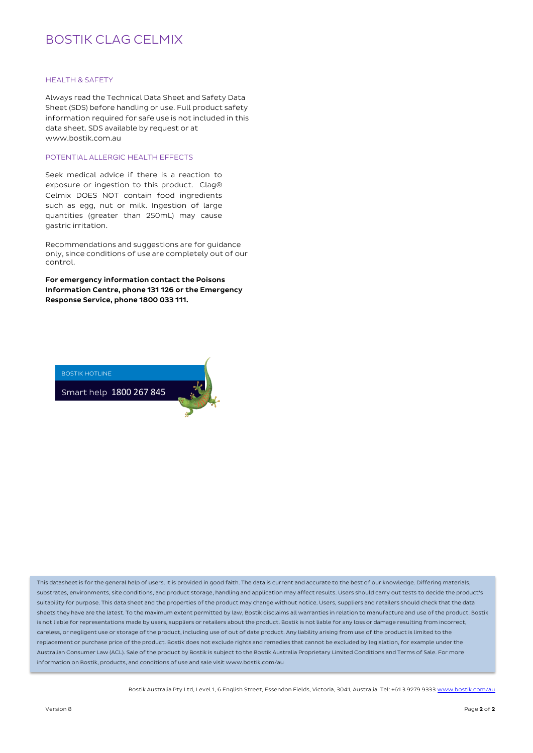# BOSTIK CLAG CELMIX

## HEALTH & SAFETY

Always read the Technical Data Sheet and Safety Data Sheet (SDS) before handling or use. Full product safety information required for safe use is not included in this data sheet. SDS available by request or at www.bostik.com.au

## POTENTIAL ALLERGIC HEALTH EFFECTS

Seek medical advice if there is a reaction to exposure or ingestion to this product. Clag® Celmix DOES NOT contain food ingredients such as egg, nut or milk. Ingestion of large quantities (greater than 250mL) may cause gastric irritation.

Recommendations and suggestions are for guidance only, since conditions of use are completely out of our control.

**For emergency information contact the Poisons Information Centre, phone 131 126 or the Emergency Response Service, phone 1800 033 111.**

BOSTIK HOTLINE

Smart help 1800 267 845

This datasheet is for the general help of users. It is provided in good faith. The data is current and accurate to the best of our knowledge. Differing materials, substrates, environments, site conditions, and product storage, handling and application may affect results. Users should carry out tests to decide the product's suitability for purpose. This data sheet and the properties of the product may change without notice. Users, suppliers and retailers should check that the data sheets they have are the latest. To the maximum extent permitted by law, Bostik disclaims all warranties in relation to manufacture and use of the product. Bostik is not liable for representations made by users, suppliers or retailers about the product. Bostik is not liable for any loss or damage resulting from incorrect, careless, or negligent use or storage of the product, including use of out of date product. Any liability arising from use of the product is limited to the replacement or purchase price of the product. Bostik does not exclude rights and remedies that cannot be excluded by legislation, for example under the Australian Consumer Law (ACL). Sale of the product by Bostik is subject to the Bostik Australia Proprietary Limited Conditions and Terms of Sale. For more information on Bostik, products, and conditions of use and sale visit www.bostik.com/au

Bostik Australia Pty Ltd, Level 1, 6 English Street, Essendon Fields, Victoria, 3041, Australia. Tel: +61 3 9279 9333 www.bostik.com/au

Version 8